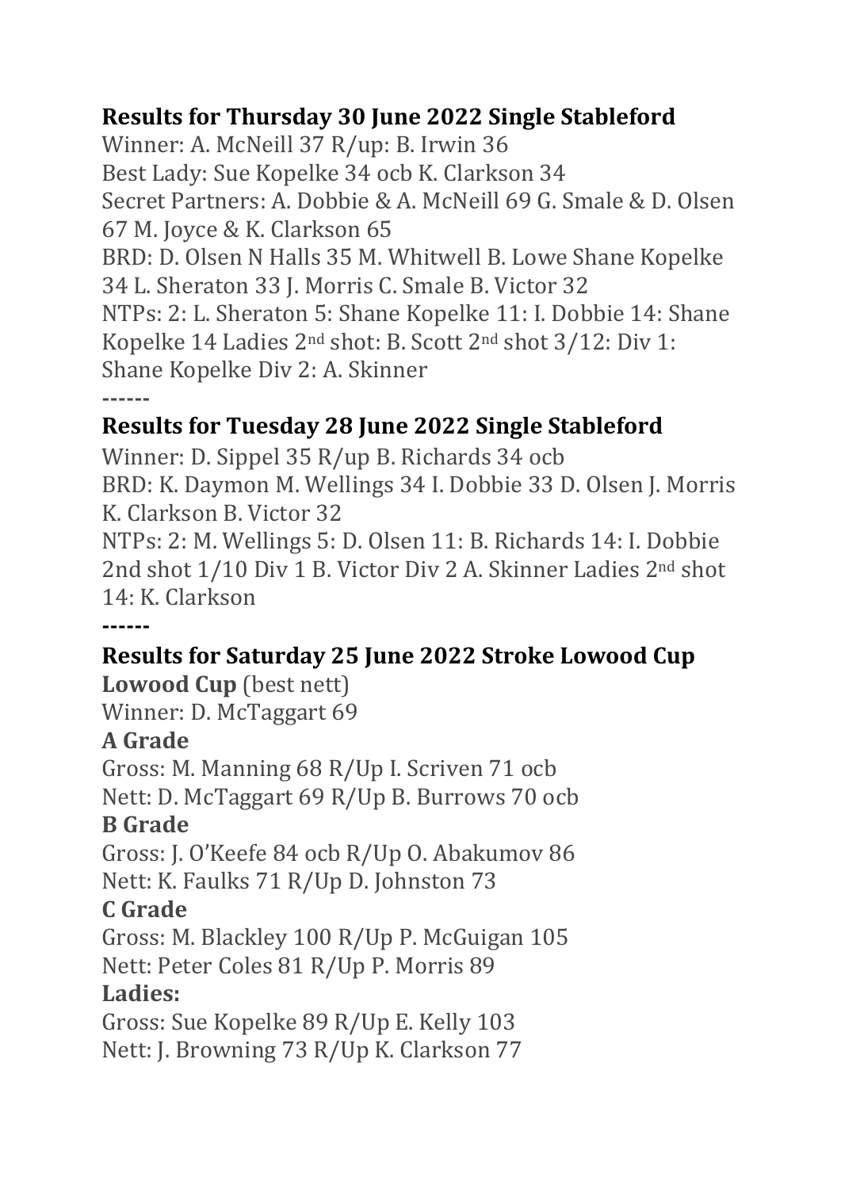## Results for Thursday 30 June 2022 Single Stableford

Winner: A. McNeill 37 R/up: B. Irwin 36
Best Lady: Sue Kopelke 34 ocb K. Clarkson 34
Secret Partners: A. Dobbie & A. McNeill 69 G. Smale & D. Olsen 67 M. Joyce & K. Clarkson 65
BRD: D. Olsen N Halls 35 M. Whitwell B. Lowe Shane Kopelke 34 L. Sheraton 33 J. Morris C. Smale B. Victor 32
NTPs: 2: L. Sheraton 5: Shane Kopelke 11: I. Dobbie 14: Shane Kopelke 14 Ladies 2nd shot: B. Scott 2nd shot 3/12: Div 1: Shane Kopelke Div 2: A. Skinner

------

## Results for Tuesday 28 June 2022 Single Stableford

Winner: D. Sippel 35 R/up B. Richards 34 ocb
BRD: K. Daymon M. Wellings 34 I. Dobbie 33 D. Olsen J. Morris K. Clarkson B. Victor 32
NTPs: 2: M. Wellings 5: D. Olsen 11: B. Richards 14: I. Dobbie 2nd shot 1/10 Div 1 B. Victor Div 2 A. Skinner Ladies 2nd shot 14: K. Clarkson

------

## Results for Saturday 25 June 2022 Stroke Lowood Cup

**Lowood Cup** (best nett)
Winner: D. McTaggart 69

**A Grade**
Gross: M. Manning 68 R/Up I. Scriven 71 ocb
Nett: D. McTaggart 69 R/Up B. Burrows 70 ocb

**B Grade**
Gross: J. O'Keefe 84 ocb R/Up O. Abakumov 86
Nett: K. Faulks 71 R/Up D. Johnston 73

**C Grade**
Gross: M. Blackley 100 R/Up P. McGuigan 105
Nett: Peter Coles 81 R/Up P. Morris 89

**Ladies:**
Gross: Sue Kopelke 89 R/Up E. Kelly 103
Nett: J. Browning 73 R/Up K. Clarkson 77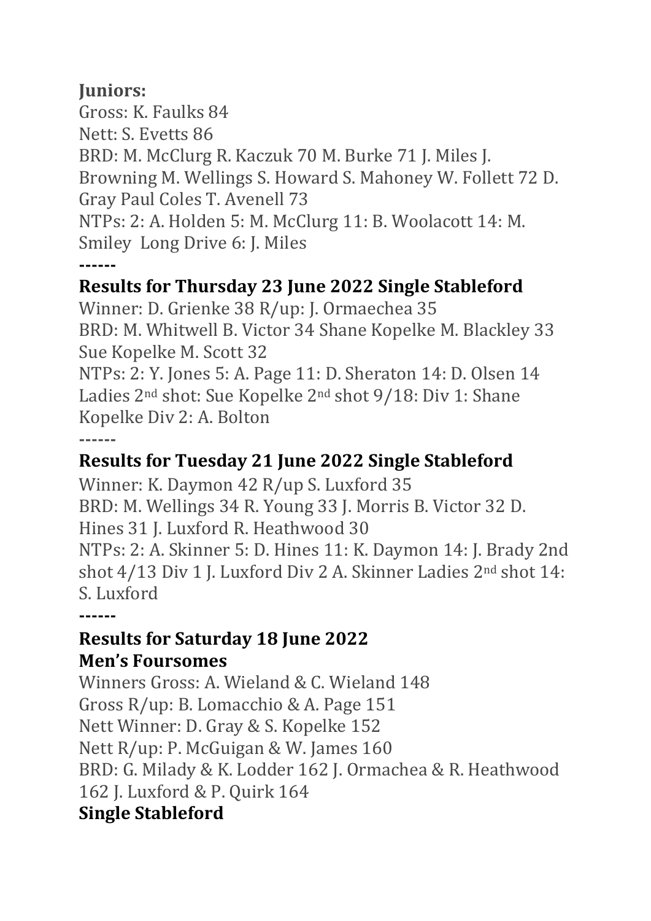**Juniors:**

Gross: K. Faulks 84

Nett: S. Evetts 86

BRD: M. McClurg R. Kaczuk 70 M. Burke 71 J. Miles J. Browning M. Wellings S. Howard S. Mahoney W. Follett 72 D. Gray Paul Coles T. Avenell 73

NTPs: 2: A. Holden 5: M. McClurg 11: B. Woolacott 14: M. Smiley Long Drive 6: J. Miles

------

**Results for Thursday 23 June 2022 Single Stableford**

Winner: D. Grienke 38 R/up: J. Ormaechea 35

BRD: M. Whitwell B. Victor 34 Shane Kopelke M. Blackley 33 Sue Kopelke M. Scott 32

NTPs: 2: Y. Jones 5: A. Page 11: D. Sheraton 14: D. Olsen 14 Ladies 2nd shot: Sue Kopelke 2nd shot 9/18: Div 1: Shane Kopelke Div 2: A. Bolton

------

**Results for Tuesday 21 June 2022 Single Stableford**

Winner: K. Daymon 42 R/up S. Luxford 35

BRD: M. Wellings 34 R. Young 33 J. Morris B. Victor 32 D. Hines 31 J. Luxford R. Heathwood 30

NTPs: 2: A. Skinner 5: D. Hines 11: K. Daymon 14: J. Brady 2nd shot 4/13 Div 1 J. Luxford Div 2 A. Skinner Ladies 2nd shot 14: S. Luxford

------

**Results for Saturday 18 June 2022**
**Men's Foursomes**

Winners Gross: A. Wieland & C. Wieland 148

Gross R/up: B. Lomacchio & A. Page 151

Nett Winner: D. Gray & S. Kopelke 152

Nett R/up: P. McGuigan & W. James 160

BRD: G. Milady & K. Lodder 162 J. Ormachea & R. Heathwood 162 J. Luxford & P. Quirk 164

**Single Stableford**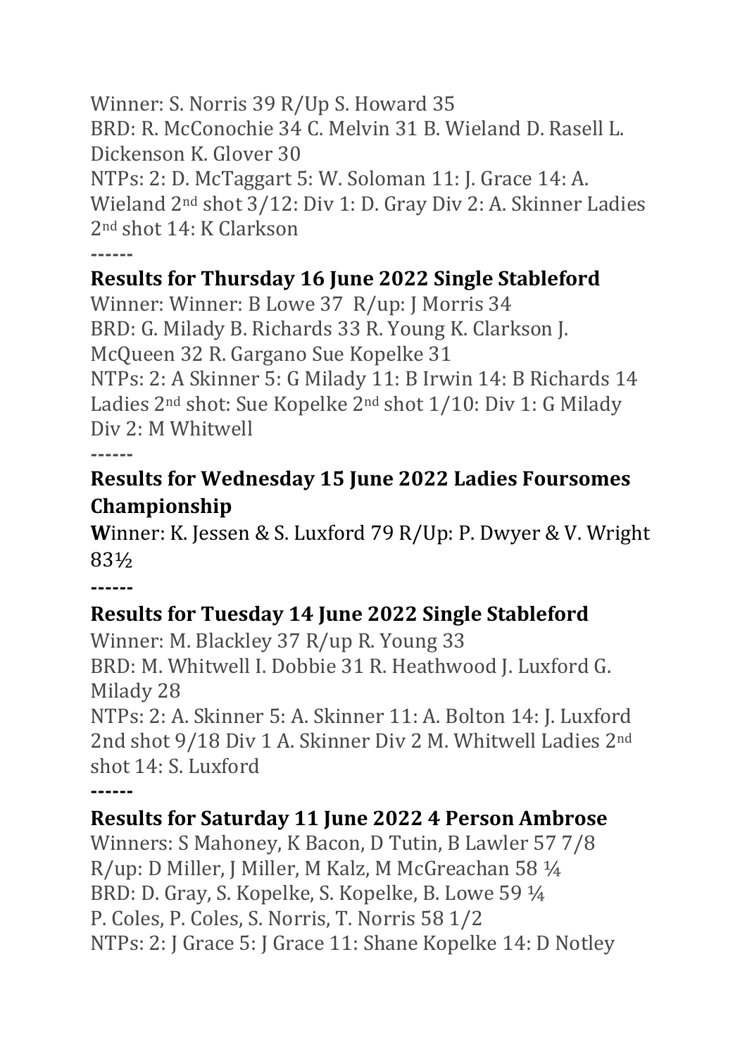Winner: S. Norris 39 R/Up S. Howard 35
BRD: R. McConochie 34 C. Melvin 31 B. Wieland D. Rasell L. Dickenson K. Glover 30
NTPs: 2: D. McTaggart 5: W. Soloman 11: J. Grace 14: A. Wieland 2nd shot 3/12: Div 1: D. Gray Div 2: A. Skinner Ladies 2nd shot 14: K Clarkson

------

### Results for Thursday 16 June 2022 Single Stableford

Winner: Winner: B Lowe 37 R/up: J Morris 34
BRD: G. Milady B. Richards 33 R. Young K. Clarkson J. McQueen 32 R. Gargano Sue Kopelke 31
NTPs: 2: A Skinner 5: G Milady 11: B Irwin 14: B Richards 14 Ladies 2nd shot: Sue Kopelke 2nd shot 1/10: Div 1: G Milady Div 2: M Whitwell

------

### Results for Wednesday 15 June 2022 Ladies Foursomes Championship

**W**inner: K. Jessen & S. Luxford 79 R/Up: P. Dwyer & V. Wright 83½

------

### Results for Tuesday 14 June 2022 Single Stableford

Winner: M. Blackley 37 R/up R. Young 33
BRD: M. Whitwell I. Dobbie 31 R. Heathwood J. Luxford G. Milady 28
NTPs: 2: A. Skinner 5: A. Skinner 11: A. Bolton 14: J. Luxford 2nd shot 9/18 Div 1 A. Skinner Div 2 M. Whitwell Ladies 2nd shot 14: S. Luxford

------

### Results for Saturday 11 June 2022 4 Person Ambrose

Winners: S Mahoney, K Bacon, D Tutin, B Lawler 57 7/8
R/up: D Miller, J Miller, M Kalz, M McGreachan 58 ¼
BRD: D. Gray, S. Kopelke, S. Kopelke, B. Lowe 59 ¼
P. Coles, P. Coles, S. Norris, T. Norris 58 1/2
NTPs: 2: J Grace 5: J Grace 11: Shane Kopelke 14: D Notley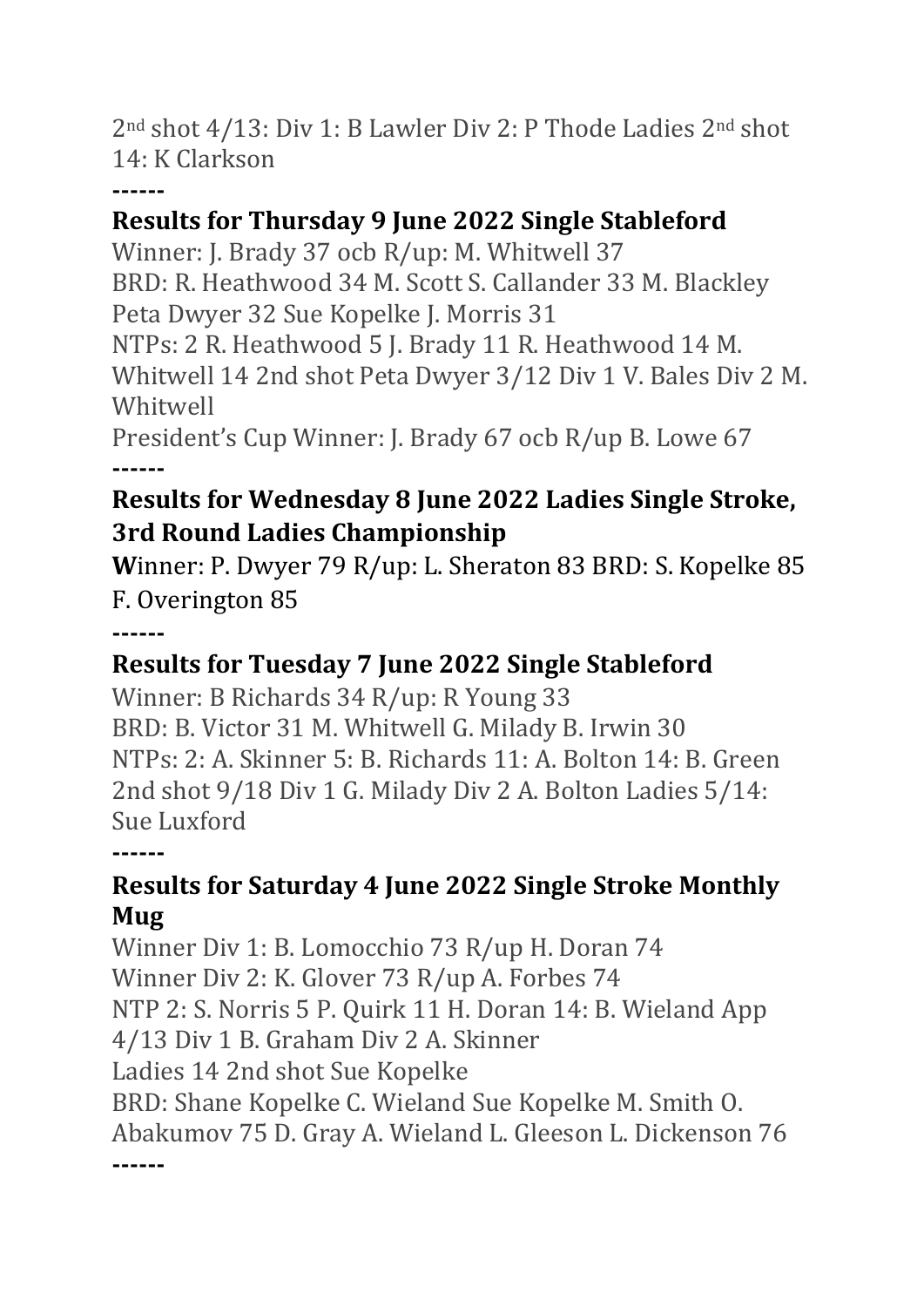2nd shot 4/13: Div 1: B Lawler Div 2: P Thode Ladies 2nd shot 14: K Clarkson

------

**Results for Thursday 9 June 2022 Single Stableford**

Winner: J. Brady 37 ocb R/up: M. Whitwell 37

BRD: R. Heathwood 34 M. Scott S. Callander 33 M. Blackley Peta Dwyer 32 Sue Kopelke J. Morris 31

NTPs: 2 R. Heathwood 5 J. Brady 11 R. Heathwood 14 M. Whitwell 14 2nd shot Peta Dwyer 3/12 Div 1 V. Bales Div 2 M. Whitwell

President's Cup Winner: J. Brady 67 ocb R/up B. Lowe 67

------

**Results for Wednesday 8 June 2022 Ladies Single Stroke, 3rd Round Ladies Championship**

**W**inner: P. Dwyer 79 R/up: L. Sheraton 83 BRD: S. Kopelke 85 F. Overington 85

------

**Results for Tuesday 7 June 2022 Single Stableford**

Winner: B Richards 34 R/up: R Young 33

BRD: B. Victor 31 M. Whitwell G. Milady B. Irwin 30

NTPs: 2: A. Skinner 5: B. Richards 11: A. Bolton 14: B. Green 2nd shot 9/18 Div 1 G. Milady Div 2 A. Bolton Ladies 5/14: Sue Luxford

------

**Results for Saturday 4 June 2022 Single Stroke Monthly Mug**

Winner Div 1: B. Lomocchio 73 R/up H. Doran 74

Winner Div 2: K. Glover 73 R/up A. Forbes 74

NTP 2: S. Norris 5 P. Quirk 11 H. Doran 14: B. Wieland App 4/13 Div 1 B. Graham Div 2 A. Skinner

Ladies 14 2nd shot Sue Kopelke

BRD: Shane Kopelke C. Wieland Sue Kopelke M. Smith O. Abakumov 75 D. Gray A. Wieland L. Gleeson L. Dickenson 76

------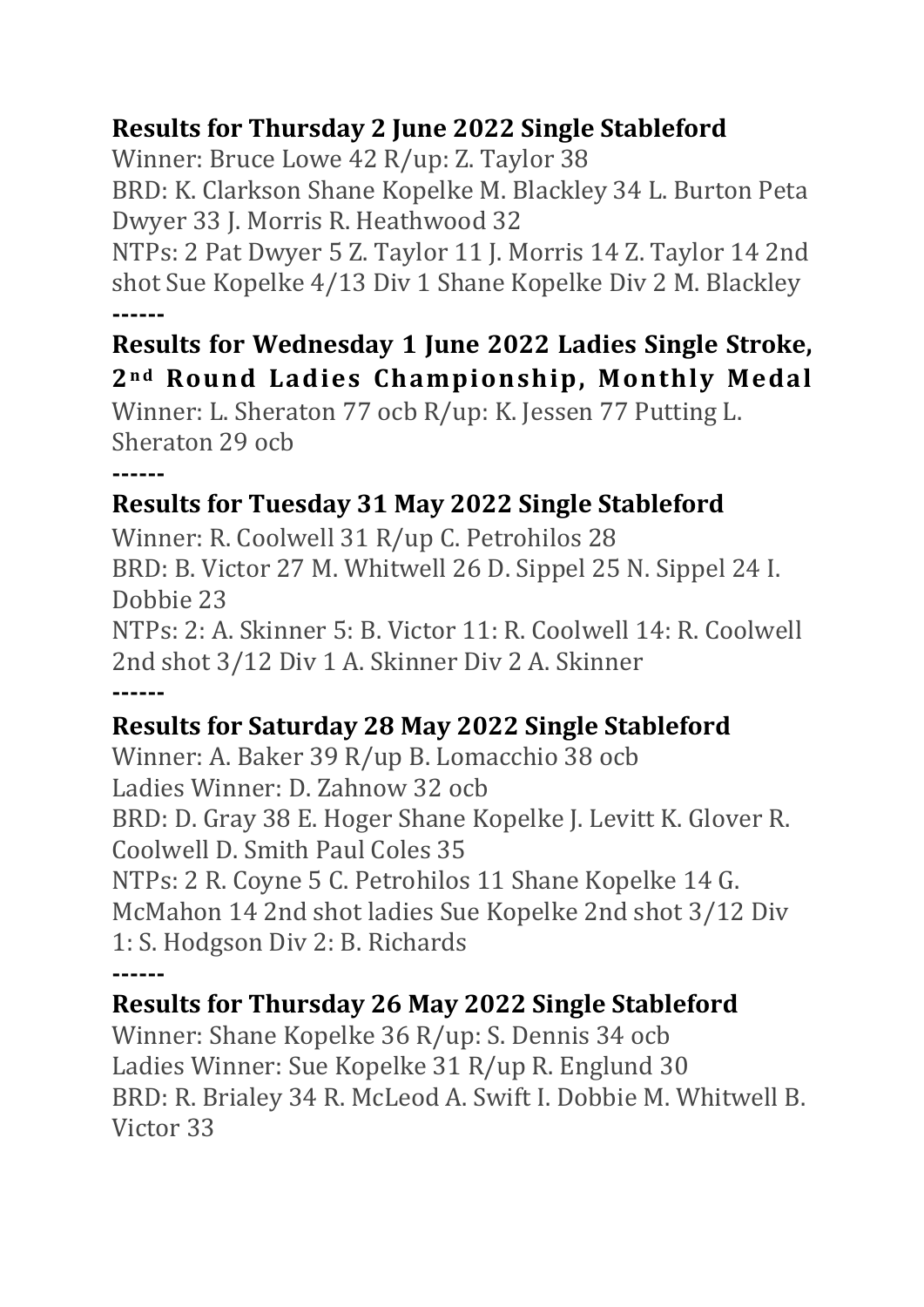**Results for Thursday 2 June 2022 Single Stableford**

Winner: Bruce Lowe 42 R/up: Z. Taylor 38

BRD: K. Clarkson Shane Kopelke M. Blackley 34 L. Burton Peta Dwyer 33 J. Morris R. Heathwood 32

NTPs: 2 Pat Dwyer 5 Z. Taylor 11 J. Morris 14 Z. Taylor 14 2nd shot Sue Kopelke 4/13 Div 1 Shane Kopelke Div 2 M. Blackley

**------**

**Results for Wednesday 1 June 2022 Ladies Single Stroke, 2nd Round Ladies Championship, Monthly Medal**

Winner: L. Sheraton 77 ocb R/up: K. Jessen 77 Putting L. Sheraton 29 ocb

**------**

**Results for Tuesday 31 May 2022 Single Stableford**

Winner: R. Coolwell 31 R/up C. Petrohilos 28

BRD: B. Victor 27 M. Whitwell 26 D. Sippel 25 N. Sippel 24 I. Dobbie 23

NTPs: 2: A. Skinner 5: B. Victor 11: R. Coolwell 14: R. Coolwell 2nd shot 3/12 Div 1 A. Skinner Div 2 A. Skinner

**------**

**Results for Saturday 28 May 2022 Single Stableford**

Winner: A. Baker 39 R/up B. Lomacchio 38 ocb

Ladies Winner: D. Zahnow 32 ocb

BRD: D. Gray 38 E. Hoger Shane Kopelke J. Levitt K. Glover R. Coolwell D. Smith Paul Coles 35

NTPs: 2 R. Coyne 5 C. Petrohilos 11 Shane Kopelke 14 G. McMahon 14 2nd shot ladies Sue Kopelke 2nd shot 3/12 Div 1: S. Hodgson Div 2: B. Richards

**------**

**Results for Thursday 26 May 2022 Single Stableford**

Winner: Shane Kopelke 36 R/up: S. Dennis 34 ocb

Ladies Winner: Sue Kopelke 31 R/up R. Englund 30

BRD: R. Brialey 34 R. McLeod A. Swift I. Dobbie M. Whitwell B. Victor 33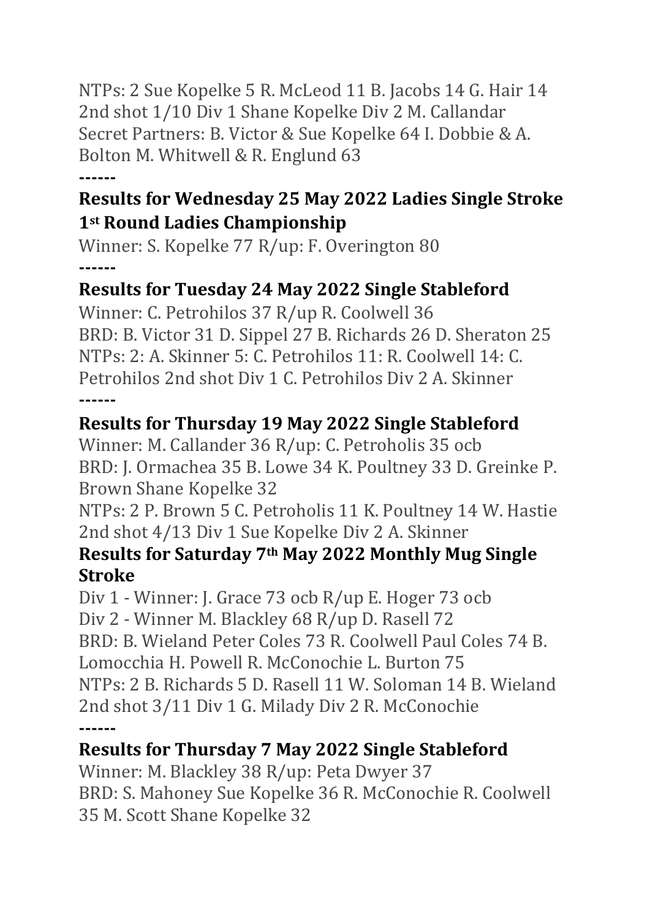NTPs: 2 Sue Kopelke 5 R. McLeod 11 B. Jacobs 14 G. Hair 14 2nd shot 1/10 Div 1 Shane Kopelke Div 2 M. Callandar Secret Partners: B. Victor & Sue Kopelke 64 I. Dobbie & A. Bolton M. Whitwell & R. Englund 63

------

## Results for Wednesday 25 May 2022 Ladies Single Stroke 1st Round Ladies Championship

Winner: S. Kopelke 77 R/up: F. Overington 80

------

## Results for Tuesday 24 May 2022 Single Stableford

Winner: C. Petrohilos 37 R/up R. Coolwell 36
BRD: B. Victor 31 D. Sippel 27 B. Richards 26 D. Sheraton 25
NTPs: 2: A. Skinner 5: C. Petrohilos 11: R. Coolwell 14: C. Petrohilos 2nd shot Div 1 C. Petrohilos Div 2 A. Skinner

------

## Results for Thursday 19 May 2022 Single Stableford

Winner: M. Callander 36 R/up: C. Petroholis 35 ocb
BRD: J. Ormachea 35 B. Lowe 34 K. Poultney 33 D. Greinke P. Brown Shane Kopelke 32
NTPs: 2 P. Brown 5 C. Petroholis 11 K. Poultney 14 W. Hastie 2nd shot 4/13 Div 1 Sue Kopelke Div 2 A. Skinner

## Results for Saturday 7th May 2022 Monthly Mug Single Stroke

Div 1 - Winner: J. Grace 73 ocb R/up E. Hoger 73 ocb
Div 2 - Winner M. Blackley 68 R/up D. Rasell 72
BRD: B. Wieland Peter Coles 73 R. Coolwell Paul Coles 74 B. Lomocchia H. Powell R. McConochie L. Burton 75
NTPs: 2 B. Richards 5 D. Rasell 11 W. Soloman 14 B. Wieland 2nd shot 3/11 Div 1 G. Milady Div 2 R. McConochie

------

## Results for Thursday 7 May 2022 Single Stableford

Winner: M. Blackley 38 R/up: Peta Dwyer 37
BRD: S. Mahoney Sue Kopelke 36 R. McConochie R. Coolwell 35 M. Scott Shane Kopelke 32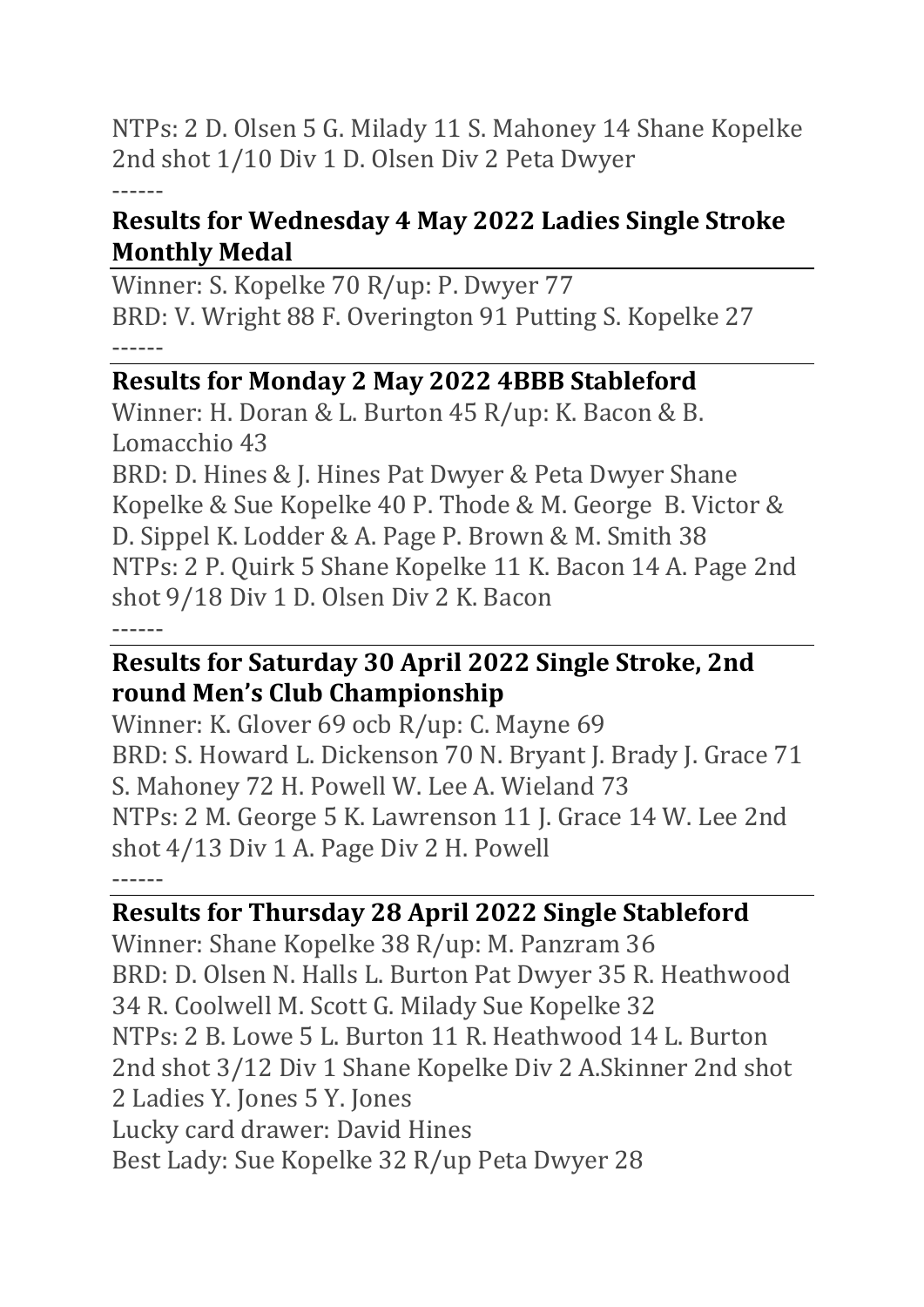NTPs: 2 D. Olsen 5 G. Milady 11 S. Mahoney 14 Shane Kopelke 2nd shot 1/10 Div 1 D. Olsen Div 2 Peta Dwyer

------

**Results for Wednesday 4 May 2022 Ladies Single Stroke Monthly Medal**

Winner: S. Kopelke 70 R/up: P. Dwyer 77

BRD: V. Wright 88 F. Overington 91 Putting S. Kopelke 27

------

**Results for Monday 2 May 2022 4BBB Stableford**

Winner: H. Doran & L. Burton 45 R/up: K. Bacon & B. Lomacchio 43

BRD: D. Hines & J. Hines Pat Dwyer & Peta Dwyer Shane Kopelke & Sue Kopelke 40 P. Thode & M. George B. Victor & D. Sippel K. Lodder & A. Page P. Brown & M. Smith 38

NTPs: 2 P. Quirk 5 Shane Kopelke 11 K. Bacon 14 A. Page 2nd shot 9/18 Div 1 D. Olsen Div 2 K. Bacon

------

**Results for Saturday 30 April 2022 Single Stroke, 2nd round Men's Club Championship**

Winner: K. Glover 69 ocb R/up: C. Mayne 69

BRD: S. Howard L. Dickenson 70 N. Bryant J. Brady J. Grace 71 S. Mahoney 72 H. Powell W. Lee A. Wieland 73

NTPs: 2 M. George 5 K. Lawrenson 11 J. Grace 14 W. Lee 2nd shot 4/13 Div 1 A. Page Div 2 H. Powell

------

**Results for Thursday 28 April 2022 Single Stableford**

Winner: Shane Kopelke 38 R/up: M. Panzram 36

BRD: D. Olsen N. Halls L. Burton Pat Dwyer 35 R. Heathwood 34 R. Coolwell M. Scott G. Milady Sue Kopelke 32

NTPs: 2 B. Lowe 5 L. Burton 11 R. Heathwood 14 L. Burton 2nd shot 3/12 Div 1 Shane Kopelke Div 2 A.Skinner 2nd shot 2 Ladies Y. Jones 5 Y. Jones

Lucky card drawer: David Hines

Best Lady: Sue Kopelke 32 R/up Peta Dwyer 28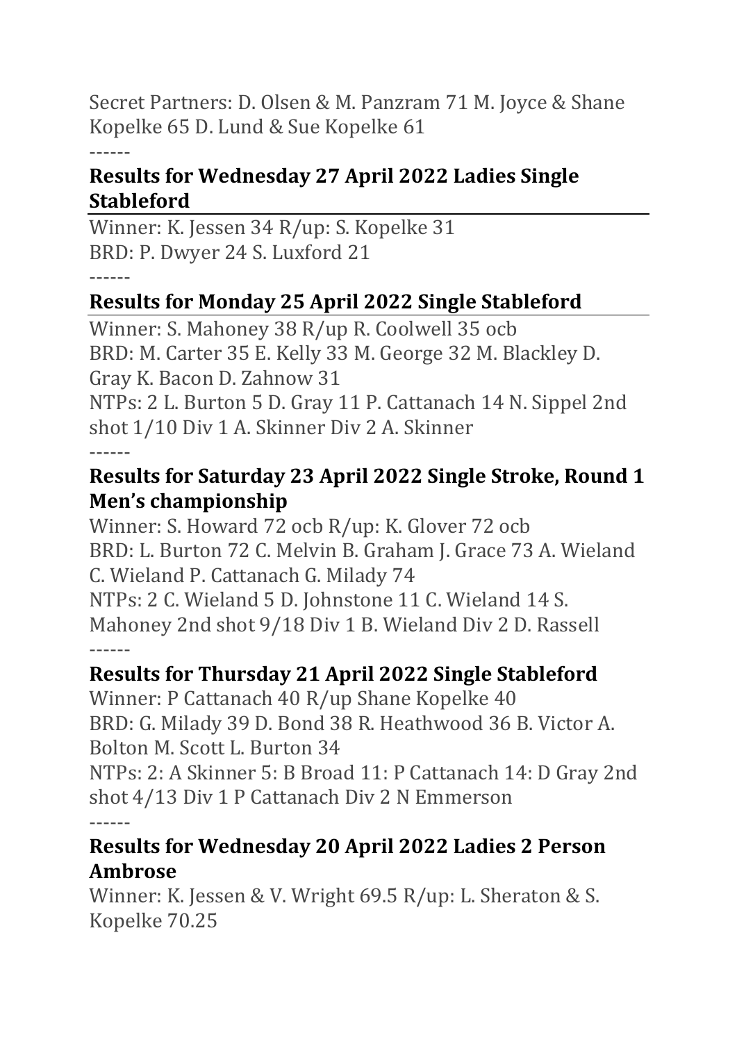Secret Partners: D. Olsen & M. Panzram 71 M. Joyce & Shane Kopelke 65 D. Lund & Sue Kopelke 61

------

## Results for Wednesday 27 April 2022 Ladies Single Stableford

Winner: K. Jessen 34 R/up: S. Kopelke 31
BRD: P. Dwyer 24 S. Luxford 21

------

## Results for Monday 25 April 2022 Single Stableford

Winner: S. Mahoney 38 R/up R. Coolwell 35 ocb
BRD: M. Carter 35 E. Kelly 33 M. George 32 M. Blackley D. Gray K. Bacon D. Zahnow 31
NTPs: 2 L. Burton 5 D. Gray 11 P. Cattanach 14 N. Sippel 2nd shot 1/10 Div 1 A. Skinner Div 2 A. Skinner

------

## Results for Saturday 23 April 2022 Single Stroke, Round 1 Men's championship

Winner: S. Howard 72 ocb R/up: K. Glover 72 ocb
BRD: L. Burton 72 C. Melvin B. Graham J. Grace 73 A. Wieland C. Wieland P. Cattanach G. Milady 74
NTPs: 2 C. Wieland 5 D. Johnstone 11 C. Wieland 14 S. Mahoney 2nd shot 9/18 Div 1 B. Wieland Div 2 D. Rassell

------

## Results for Thursday 21 April 2022 Single Stableford

Winner: P Cattanach 40 R/up Shane Kopelke 40
BRD: G. Milady 39 D. Bond 38 R. Heathwood 36 B. Victor A. Bolton M. Scott L. Burton 34
NTPs: 2: A Skinner 5: B Broad 11: P Cattanach 14: D Gray 2nd shot 4/13 Div 1 P Cattanach Div 2 N Emmerson

------

## Results for Wednesday 20 April 2022 Ladies 2 Person Ambrose

Winner: K. Jessen & V. Wright 69.5 R/up: L. Sheraton & S. Kopelke 70.25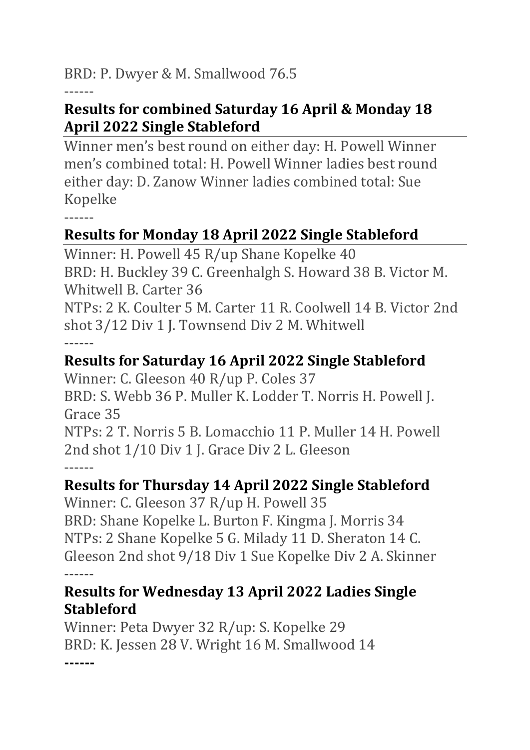BRD: P. Dwyer & M. Smallwood 76.5

------

## Results for combined Saturday 16 April & Monday 18 April 2022 Single Stableford

Winner men's best round on either day: H. Powell Winner men's combined total: H. Powell Winner ladies best round either day: D. Zanow Winner ladies combined total: Sue Kopelke

------

## Results for Monday 18 April 2022 Single Stableford

Winner: H. Powell 45 R/up Shane Kopelke 40
BRD: H. Buckley 39 C. Greenhalgh S. Howard 38 B. Victor M. Whitwell B. Carter 36
NTPs: 2 K. Coulter 5 M. Carter 11 R. Coolwell 14 B. Victor 2nd shot 3/12 Div 1 J. Townsend Div 2 M. Whitwell

------

## Results for Saturday 16 April 2022 Single Stableford

Winner: C. Gleeson 40 R/up P. Coles 37
BRD: S. Webb 36 P. Muller K. Lodder T. Norris H. Powell J. Grace 35
NTPs: 2 T. Norris 5 B. Lomacchio 11 P. Muller 14 H. Powell 2nd shot 1/10 Div 1 J. Grace Div 2 L. Gleeson

------

## Results for Thursday 14 April 2022 Single Stableford

Winner: C. Gleeson 37 R/up H. Powell 35
BRD: Shane Kopelke L. Burton F. Kingma J. Morris 34
NTPs: 2 Shane Kopelke 5 G. Milady 11 D. Sheraton 14 C. Gleeson 2nd shot 9/18 Div 1 Sue Kopelke Div 2 A. Skinner

------

## Results for Wednesday 13 April 2022 Ladies Single Stableford

Winner: Peta Dwyer 32 R/up: S. Kopelke 29
BRD: K. Jessen 28 V. Wright 16 M. Smallwood 14

**------**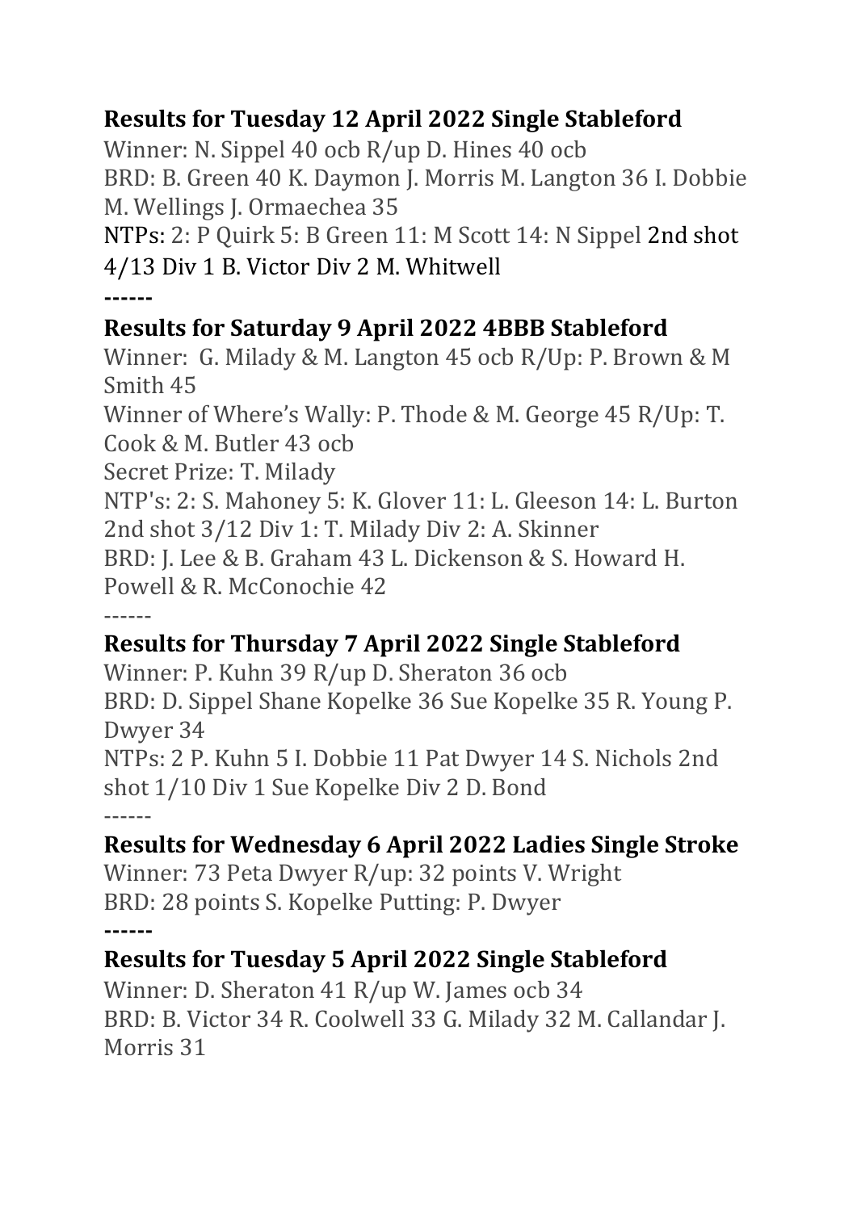### Results for Tuesday 12 April 2022 Single Stableford

Winner: N. Sippel 40 ocb R/up D. Hines 40 ocb
BRD: B. Green 40 K. Daymon J. Morris M. Langton 36 I. Dobbie M. Wellings J. Ormaechea 35
NTPs: 2: P Quirk 5: B Green 11: M Scott 14: N Sippel 2nd shot 4/13 Div 1 B. Victor Div 2 M. Whitwell

------

### Results for Saturday 9 April 2022 4BBB Stableford

Winner: G. Milady & M. Langton 45 ocb R/Up: P. Brown & M Smith 45
Winner of Where's Wally: P. Thode & M. George 45 R/Up: T. Cook & M. Butler 43 ocb
Secret Prize: T. Milady
NTP's: 2: S. Mahoney 5: K. Glover 11: L. Gleeson 14: L. Burton 2nd shot 3/12 Div 1: T. Milady Div 2: A. Skinner
BRD: J. Lee & B. Graham 43 L. Dickenson & S. Howard H. Powell & R. McConochie 42

------

### Results for Thursday 7 April 2022 Single Stableford

Winner: P. Kuhn 39 R/up D. Sheraton 36 ocb
BRD: D. Sippel Shane Kopelke 36 Sue Kopelke 35 R. Young P. Dwyer 34
NTPs: 2 P. Kuhn 5 I. Dobbie 11 Pat Dwyer 14 S. Nichols 2nd shot 1/10 Div 1 Sue Kopelke Div 2 D. Bond

------

### Results for Wednesday 6 April 2022 Ladies Single Stroke

Winner: 73 Peta Dwyer R/up: 32 points V. Wright
BRD: 28 points S. Kopelke Putting: P. Dwyer

------

### Results for Tuesday 5 April 2022 Single Stableford

Winner: D. Sheraton 41 R/up W. James ocb 34
BRD: B. Victor 34 R. Coolwell 33 G. Milady 32 M. Callandar J. Morris 31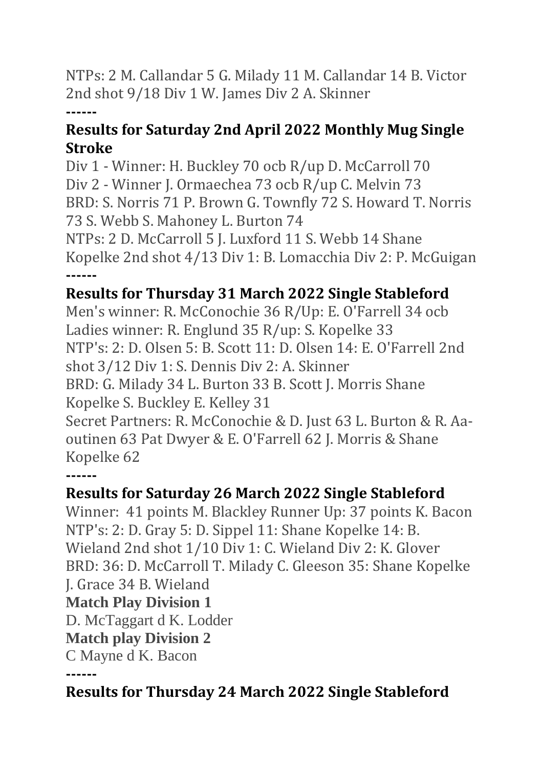NTPs: 2 M. Callandar 5 G. Milady 11 M. Callandar 14 B. Victor 2nd shot 9/18 Div 1 W. James Div 2 A. Skinner

------

## Results for Saturday 2nd April 2022 Monthly Mug Single Stroke

Div 1 - Winner: H. Buckley 70 ocb R/up D. McCarroll 70
Div 2 - Winner J. Ormaechea 73 ocb R/up C. Melvin 73
BRD: S. Norris 71 P. Brown G. Townfly 72 S. Howard T. Norris 73 S. Webb S. Mahoney L. Burton 74
NTPs: 2 D. McCarroll 5 J. Luxford 11 S. Webb 14 Shane Kopelke 2nd shot 4/13 Div 1: B. Lomacchia Div 2: P. McGuigan

------

## Results for Thursday 31 March 2022 Single Stableford

Men's winner: R. McConochie 36 R/Up: E. O'Farrell 34 ocb
Ladies winner: R. Englund 35 R/up: S. Kopelke 33
NTP's: 2: D. Olsen 5: B. Scott 11: D. Olsen 14: E. O'Farrell 2nd shot 3/12 Div 1: S. Dennis Div 2: A. Skinner
BRD: G. Milady 34 L. Burton 33 B. Scott J. Morris Shane Kopelke S. Buckley E. Kelley 31
Secret Partners: R. McConochie & D. Just 63 L. Burton & R. Aa-outinen 63 Pat Dwyer & E. O'Farrell 62 J. Morris & Shane Kopelke 62

------

## Results for Saturday 26 March 2022 Single Stableford

Winner: 41 points M. Blackley Runner Up: 37 points K. Bacon
NTP's: 2: D. Gray 5: D. Sippel 11: Shane Kopelke 14: B. Wieland 2nd shot 1/10 Div 1: C. Wieland Div 2: K. Glover
BRD: 36: D. McCarroll T. Milady C. Gleeson 35: Shane Kopelke J. Grace 34 B. Wieland

**Match Play Division 1**

D. McTaggart d K. Lodder

**Match play Division 2**

C Mayne d K. Bacon

------

## Results for Thursday 24 March 2022 Single Stableford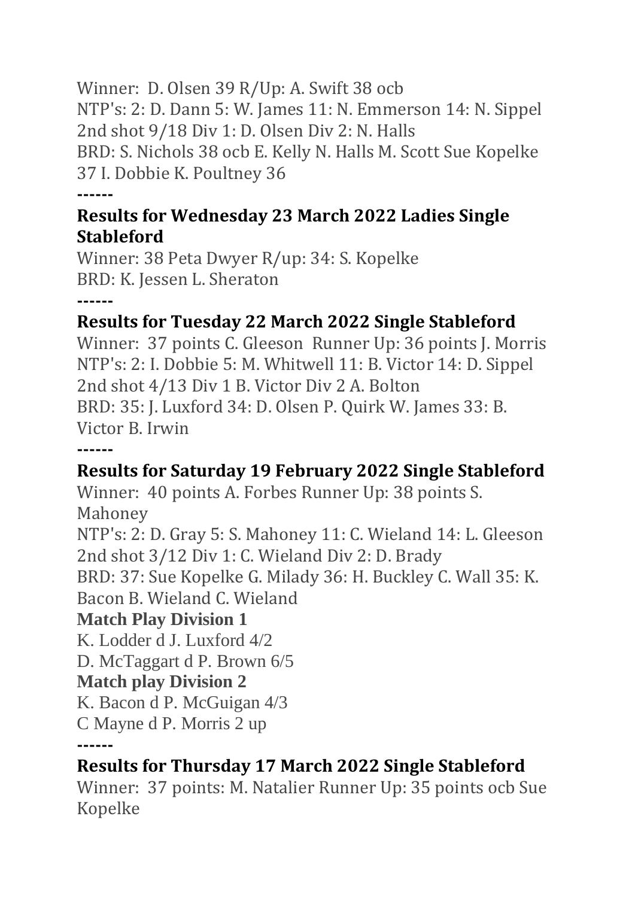Winner: D. Olsen 39 R/Up: A. Swift 38 ocb
NTP's: 2: D. Dann 5: W. James 11: N. Emmerson 14: N. Sippel
2nd shot 9/18 Div 1: D. Olsen Div 2: N. Halls
BRD: S. Nichols 38 ocb E. Kelly N. Halls M. Scott Sue Kopelke 37 I. Dobbie K. Poultney 36

------

### Results for Wednesday 23 March 2022 Ladies Single Stableford

Winner: 38 Peta Dwyer R/up: 34: S. Kopelke
BRD: K. Jessen L. Sheraton

------

### Results for Tuesday 22 March 2022 Single Stableford

Winner: 37 points C. Gleeson Runner Up: 36 points J. Morris
NTP's: 2: I. Dobbie 5: M. Whitwell 11: B. Victor 14: D. Sippel
2nd shot 4/13 Div 1 B. Victor Div 2 A. Bolton
BRD: 35: J. Luxford 34: D. Olsen P. Quirk W. James 33: B. Victor B. Irwin

------

### Results for Saturday 19 February 2022 Single Stableford

Winner: 40 points A. Forbes Runner Up: 38 points S. Mahoney
NTP's: 2: D. Gray 5: S. Mahoney 11: C. Wieland 14: L. Gleeson
2nd shot 3/12 Div 1: C. Wieland Div 2: D. Brady
BRD: 37: Sue Kopelke G. Milady 36: H. Buckley C. Wall 35: K. Bacon B. Wieland C. Wieland

**Match Play Division 1**

K. Lodder d J. Luxford 4/2
D. McTaggart d P. Brown 6/5

**Match play Division 2**

K. Bacon d P. McGuigan 4/3
C Mayne d P. Morris 2 up

------

### Results for Thursday 17 March 2022 Single Stableford

Winner: 37 points: M. Natalier Runner Up: 35 points ocb Sue Kopelke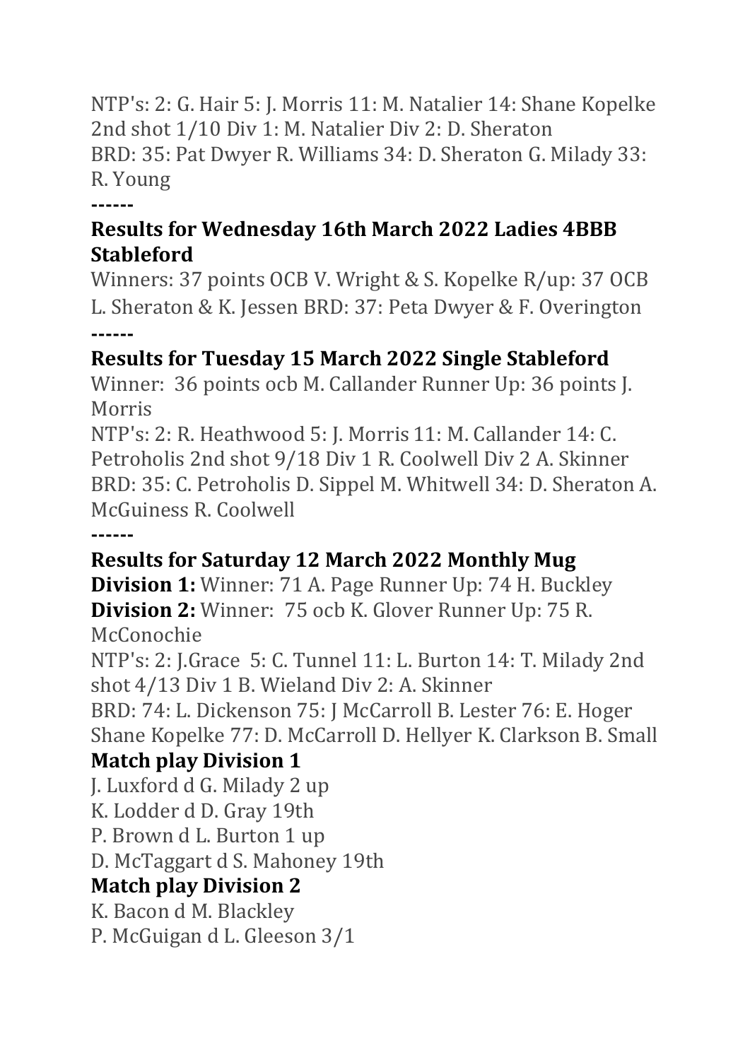NTP's: 2: G. Hair 5: J. Morris 11: M. Natalier 14: Shane Kopelke 2nd shot 1/10 Div 1: M. Natalier Div 2: D. Sheraton
BRD: 35: Pat Dwyer R. Williams 34: D. Sheraton G. Milady 33: R. Young

------

**Results for Wednesday 16th March 2022 Ladies 4BBB Stableford**

Winners: 37 points OCB V. Wright & S. Kopelke R/up: 37 OCB L. Sheraton & K. Jessen BRD: 37: Peta Dwyer & F. Overington

------

**Results for Tuesday 15 March 2022 Single Stableford**

Winner: 36 points ocb M. Callander Runner Up: 36 points J. Morris
NTP's: 2: R. Heathwood 5: J. Morris 11: M. Callander 14: C. Petroholis 2nd shot 9/18 Div 1 R. Coolwell Div 2 A. Skinner
BRD: 35: C. Petroholis D. Sippel M. Whitwell 34: D. Sheraton A. McGuiness R. Coolwell

------

**Results for Saturday 12 March 2022 Monthly Mug**

**Division 1:** Winner: 71 A. Page Runner Up: 74 H. Buckley
**Division 2:** Winner: 75 ocb K. Glover Runner Up: 75 R. McConochie
NTP's: 2: J.Grace 5: C. Tunnel 11: L. Burton 14: T. Milady 2nd shot 4/13 Div 1 B. Wieland Div 2: A. Skinner
BRD: 74: L. Dickenson 75: J McCarroll B. Lester 76: E. Hoger Shane Kopelke 77: D. McCarroll D. Hellyer K. Clarkson B. Small

**Match play Division 1**

J. Luxford d G. Milady 2 up
K. Lodder d D. Gray 19th
P. Brown d L. Burton 1 up
D. McTaggart d S. Mahoney 19th

**Match play Division 2**

K. Bacon d M. Blackley
P. McGuigan d L. Gleeson 3/1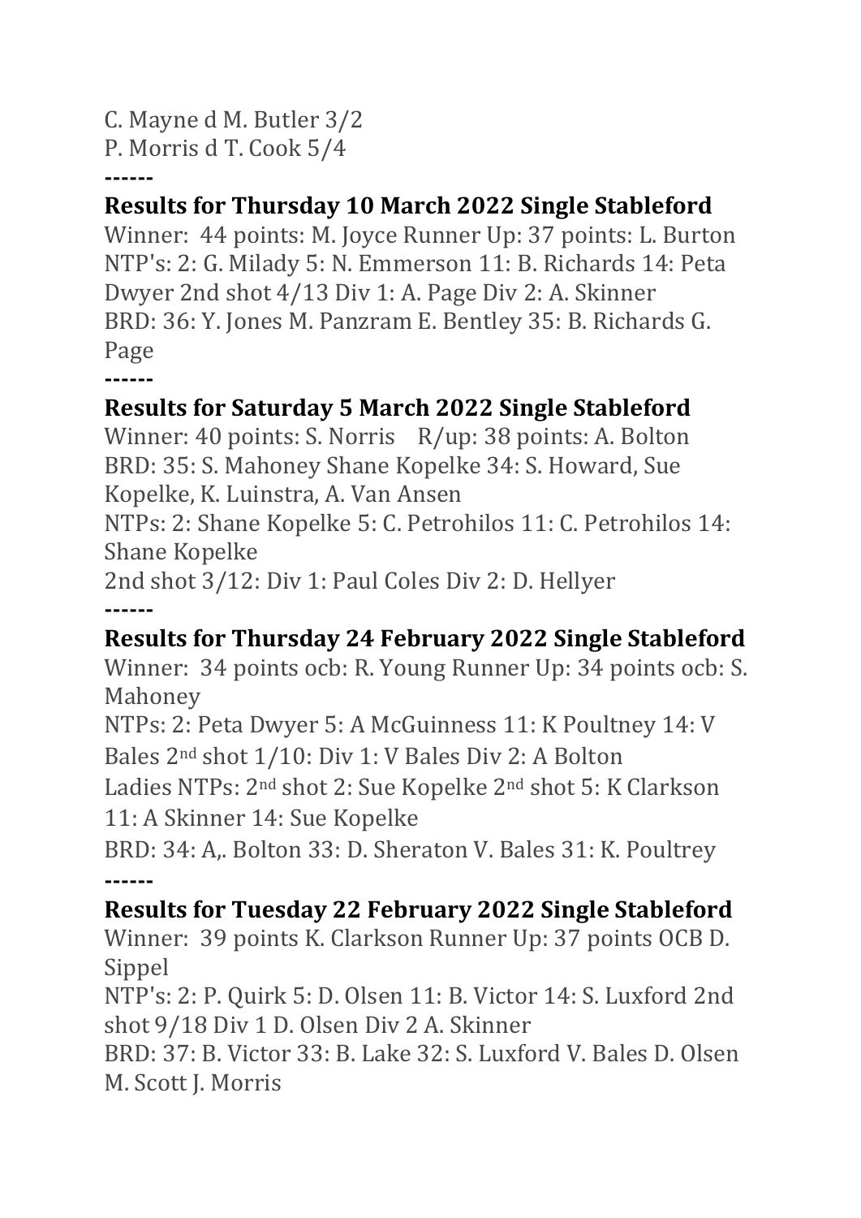C. Mayne d M. Butler 3/2
P. Morris d T. Cook 5/4

------

**Results for Thursday 10 March 2022 Single Stableford**

Winner:  44 points: M. Joyce Runner Up: 37 points: L. Burton
NTP's: 2: G. Milady 5: N. Emmerson 11: B. Richards 14: Peta Dwyer 2nd shot 4/13 Div 1: A. Page Div 2: A. Skinner
BRD: 36: Y. Jones M. Panzram E. Bentley 35: B. Richards G. Page

------

**Results for Saturday 5 March 2022 Single Stableford**

Winner: 40 points: S. Norris    R/up: 38 points: A. Bolton
BRD: 35: S. Mahoney Shane Kopelke 34: S. Howard, Sue Kopelke, K. Luinstra, A. Van Ansen
NTPs: 2: Shane Kopelke 5: C. Petrohilos 11: C. Petrohilos 14: Shane Kopelke
2nd shot 3/12: Div 1: Paul Coles Div 2: D. Hellyer

------

**Results for Thursday 24 February 2022 Single Stableford**

Winner:  34 points ocb: R. Young Runner Up: 34 points ocb: S. Mahoney
NTPs: 2: Peta Dwyer 5: A McGuinness 11: K Poultney 14: V Bales 2nd shot 1/10: Div 1: V Bales Div 2: A Bolton
Ladies NTPs: 2nd shot 2: Sue Kopelke 2nd shot 5: K Clarkson 11: A Skinner 14: Sue Kopelke
BRD: 34: A,. Bolton 33: D. Sheraton V. Bales 31: K. Poultrey

------

**Results for Tuesday 22 February 2022 Single Stableford**

Winner:  39 points K. Clarkson Runner Up: 37 points OCB D. Sippel
NTP's: 2: P. Quirk 5: D. Olsen 11: B. Victor 14: S. Luxford 2nd shot 9/18 Div 1 D. Olsen Div 2 A. Skinner
BRD: 37: B. Victor 33: B. Lake 32: S. Luxford V. Bales D. Olsen M. Scott J. Morris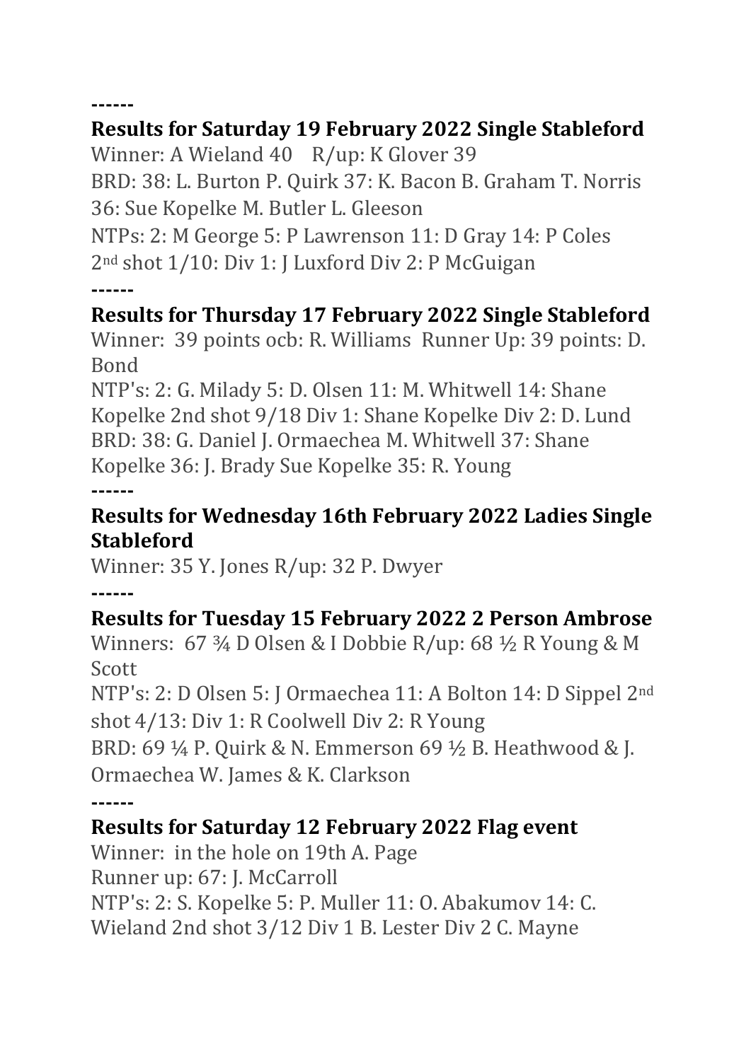------

**Results for Saturday 19 February 2022 Single Stableford**

Winner: A Wieland 40    R/up: K Glover 39

BRD: 38: L. Burton P. Quirk 37: K. Bacon B. Graham T. Norris 36: Sue Kopelke M. Butler L. Gleeson

NTPs: 2: M George 5: P Lawrenson 11: D Gray 14: P Coles 2nd shot 1/10: Div 1: J Luxford Div 2: P McGuigan

------

**Results for Thursday 17 February 2022 Single Stableford**

Winner: 39 points ocb: R. Williams Runner Up: 39 points: D. Bond

NTP's: 2: G. Milady 5: D. Olsen 11: M. Whitwell 14: Shane Kopelke 2nd shot 9/18 Div 1: Shane Kopelke Div 2: D. Lund

BRD: 38: G. Daniel J. Ormaechea M. Whitwell 37: Shane Kopelke 36: J. Brady Sue Kopelke 35: R. Young

------

**Results for Wednesday 16th February 2022 Ladies Single Stableford**

Winner: 35 Y. Jones R/up: 32 P. Dwyer

------

**Results for Tuesday 15 February 2022 2 Person Ambrose**

Winners: 67 ¾ D Olsen & I Dobbie R/up: 68 ½ R Young & M Scott

NTP's: 2: D Olsen 5: J Ormaechea 11: A Bolton 14: D Sippel 2nd shot 4/13: Div 1: R Coolwell Div 2: R Young

BRD: 69 ¼ P. Quirk & N. Emmerson 69 ½ B. Heathwood & J. Ormaechea W. James & K. Clarkson

------

**Results for Saturday 12 February 2022 Flag event**

Winner: in the hole on 19th A. Page

Runner up: 67: J. McCarroll

NTP's: 2: S. Kopelke 5: P. Muller 11: O. Abakumov 14: C. Wieland 2nd shot 3/12 Div 1 B. Lester Div 2 C. Mayne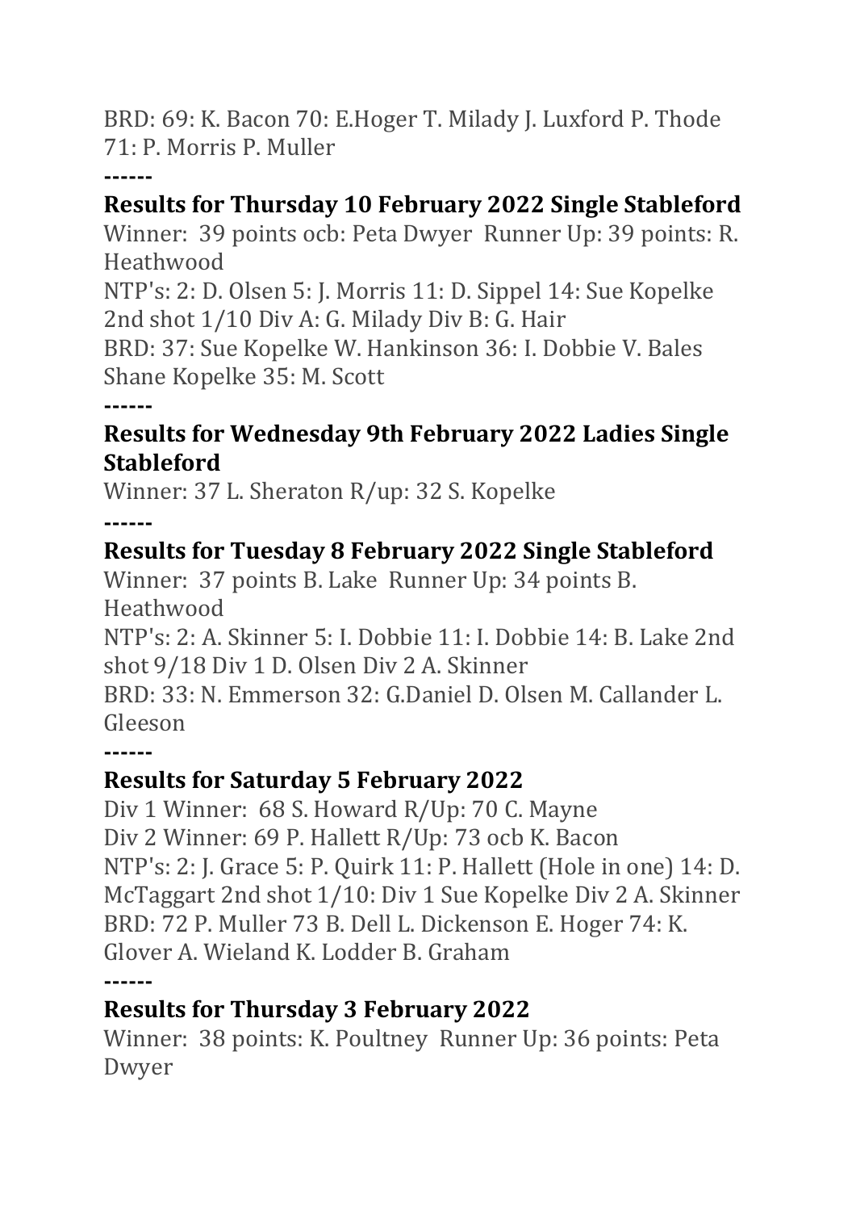BRD: 69: K. Bacon 70: E.Hoger T. Milady J. Luxford P. Thode 71: P. Morris P. Muller

------

**Results for Thursday 10 February 2022 Single Stableford**

Winner: 39 points ocb: Peta Dwyer Runner Up: 39 points: R. Heathwood

NTP's: 2: D. Olsen 5: J. Morris 11: D. Sippel 14: Sue Kopelke 2nd shot 1/10 Div A: G. Milady Div B: G. Hair

BRD: 37: Sue Kopelke W. Hankinson 36: I. Dobbie V. Bales Shane Kopelke 35: M. Scott

------

**Results for Wednesday 9th February 2022 Ladies Single Stableford**

Winner: 37 L. Sheraton R/up: 32 S. Kopelke

------

**Results for Tuesday 8 February 2022 Single Stableford**

Winner: 37 points B. Lake Runner Up: 34 points B. Heathwood

NTP's: 2: A. Skinner 5: I. Dobbie 11: I. Dobbie 14: B. Lake 2nd shot 9/18 Div 1 D. Olsen Div 2 A. Skinner

BRD: 33: N. Emmerson 32: G.Daniel D. Olsen M. Callander L. Gleeson

------

**Results for Saturday 5 February 2022**

Div 1 Winner: 68 S. Howard R/Up: 70 C. Mayne

Div 2 Winner: 69 P. Hallett R/Up: 73 ocb K. Bacon

NTP's: 2: J. Grace 5: P. Quirk 11: P. Hallett (Hole in one) 14: D. McTaggart 2nd shot 1/10: Div 1 Sue Kopelke Div 2 A. Skinner

BRD: 72 P. Muller 73 B. Dell L. Dickenson E. Hoger 74: K. Glover A. Wieland K. Lodder B. Graham

------

**Results for Thursday 3 February 2022**

Winner: 38 points: K. Poultney Runner Up: 36 points: Peta Dwyer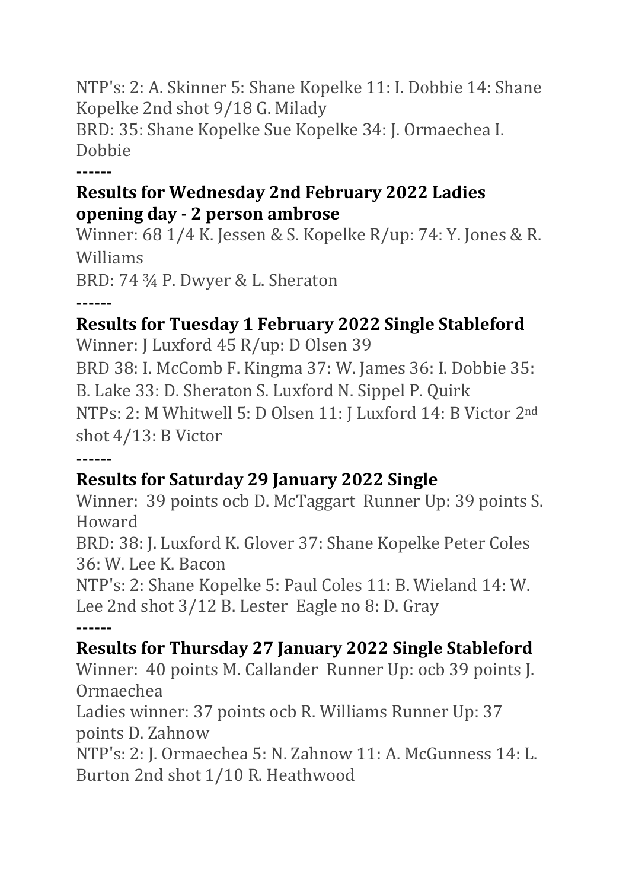NTP's: 2: A. Skinner 5: Shane Kopelke 11: I. Dobbie 14: Shane Kopelke 2nd shot 9/18 G. Milady

BRD: 35: Shane Kopelke Sue Kopelke 34: J. Ormaechea I. Dobbie

------

**Results for Wednesday 2nd February 2022 Ladies opening day - 2 person ambrose**

Winner: 68 1/4 K. Jessen & S. Kopelke R/up: 74: Y. Jones & R. Williams

BRD: 74 ¾ P. Dwyer & L. Sheraton

------

**Results for Tuesday 1 February 2022 Single Stableford**

Winner: J Luxford 45 R/up: D Olsen 39

BRD 38: I. McComb F. Kingma 37: W. James 36: I. Dobbie 35: B. Lake 33: D. Sheraton S. Luxford N. Sippel P. Quirk

NTPs: 2: M Whitwell 5: D Olsen 11: J Luxford 14: B Victor 2nd shot 4/13: B Victor

------

**Results for Saturday 29 January 2022 Single**

Winner: 39 points ocb D. McTaggart Runner Up: 39 points S. Howard

BRD: 38: J. Luxford K. Glover 37: Shane Kopelke Peter Coles 36: W. Lee K. Bacon

NTP's: 2: Shane Kopelke 5: Paul Coles 11: B. Wieland 14: W. Lee 2nd shot 3/12 B. Lester Eagle no 8: D. Gray

------

**Results for Thursday 27 January 2022 Single Stableford**

Winner: 40 points M. Callander Runner Up: ocb 39 points J. Ormaechea

Ladies winner: 37 points ocb R. Williams Runner Up: 37 points D. Zahnow

NTP's: 2: J. Ormaechea 5: N. Zahnow 11: A. McGunness 14: L. Burton 2nd shot 1/10 R. Heathwood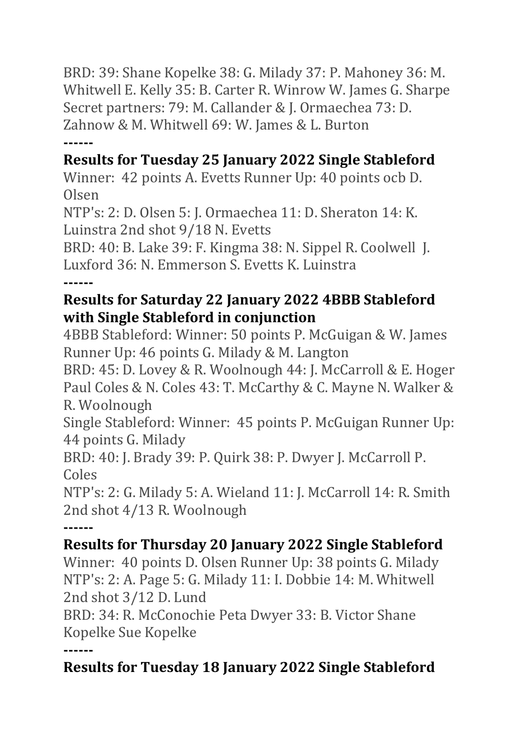BRD: 39: Shane Kopelke 38: G. Milady 37: P. Mahoney 36: M. Whitwell E. Kelly 35: B. Carter R. Winrow W. James G. Sharpe
Secret partners: 79: M. Callander & J. Ormaechea 73: D. Zahnow & M. Whitwell 69: W. James & L. Burton

------

**Results for Tuesday 25 January 2022 Single Stableford**

Winner: 42 points A. Evetts Runner Up: 40 points ocb D. Olsen

NTP's: 2: D. Olsen 5: J. Ormaechea 11: D. Sheraton 14: K. Luinstra 2nd shot 9/18 N. Evetts

BRD: 40: B. Lake 39: F. Kingma 38: N. Sippel R. Coolwell J. Luxford 36: N. Emmerson S. Evetts K. Luinstra

------

**Results for Saturday 22 January 2022 4BBB Stableford with Single Stableford in conjunction**

4BBB Stableford: Winner: 50 points P. McGuigan & W. James Runner Up: 46 points G. Milady & M. Langton

BRD: 45: D. Lovey & R. Woolnough 44: J. McCarroll & E. Hoger Paul Coles & N. Coles 43: T. McCarthy & C. Mayne N. Walker & R. Woolnough

Single Stableford: Winner: 45 points P. McGuigan Runner Up: 44 points G. Milady

BRD: 40: J. Brady 39: P. Quirk 38: P. Dwyer J. McCarroll P. Coles

NTP's: 2: G. Milady 5: A. Wieland 11: J. McCarroll 14: R. Smith 2nd shot 4/13 R. Woolnough

------

**Results for Thursday 20 January 2022 Single Stableford**

Winner: 40 points D. Olsen Runner Up: 38 points G. Milady

NTP's: 2: A. Page 5: G. Milady 11: I. Dobbie 14: M. Whitwell 2nd shot 3/12 D. Lund

BRD: 34: R. McConochie Peta Dwyer 33: B. Victor Shane Kopelke Sue Kopelke

------

**Results for Tuesday 18 January 2022 Single Stableford**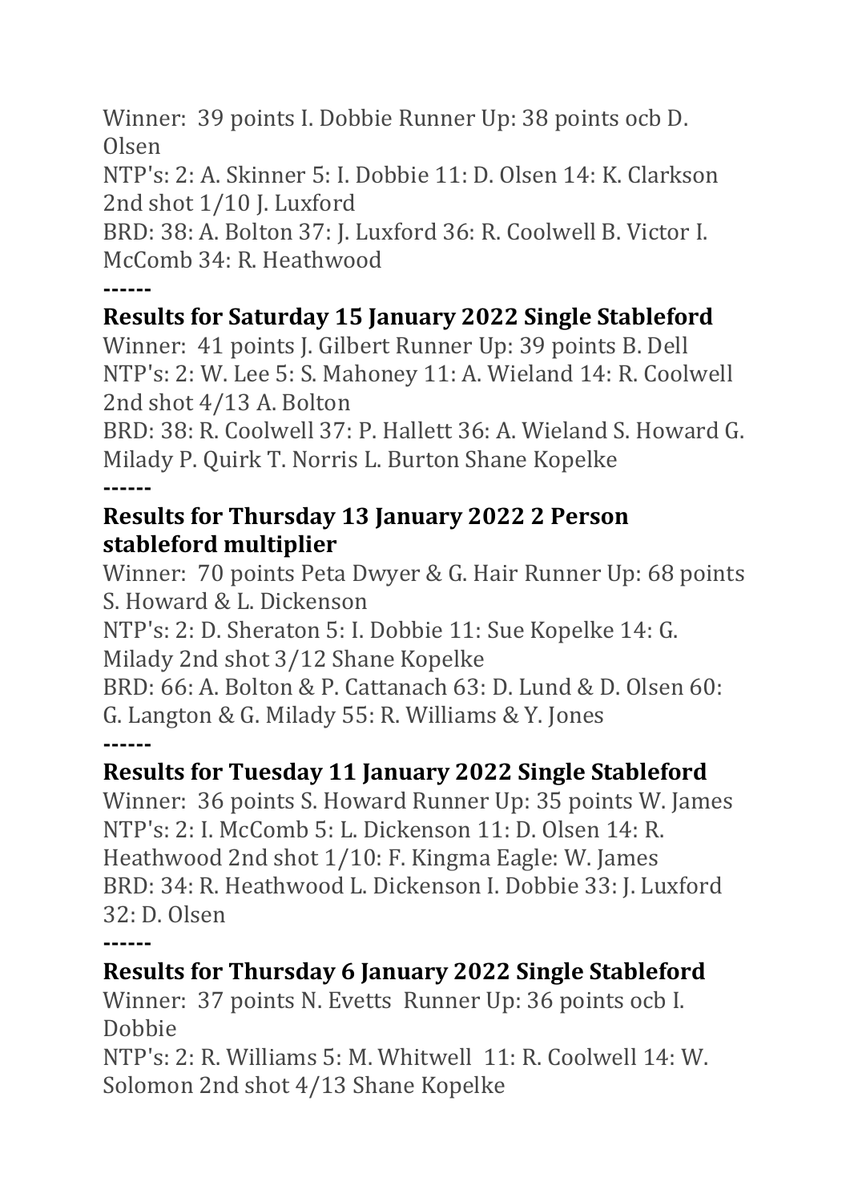Winner: 39 points I. Dobbie Runner Up: 38 points ocb D. Olsen

NTP's: 2: A. Skinner 5: I. Dobbie 11: D. Olsen 14: K. Clarkson 2nd shot 1/10 J. Luxford

BRD: 38: A. Bolton 37: J. Luxford 36: R. Coolwell B. Victor I. McComb 34: R. Heathwood

------

**Results for Saturday 15 January 2022 Single Stableford**

Winner: 41 points J. Gilbert Runner Up: 39 points B. Dell

NTP's: 2: W. Lee 5: S. Mahoney 11: A. Wieland 14: R. Coolwell 2nd shot 4/13 A. Bolton

BRD: 38: R. Coolwell 37: P. Hallett 36: A. Wieland S. Howard G. Milady P. Quirk T. Norris L. Burton Shane Kopelke

------

**Results for Thursday 13 January 2022 2 Person stableford multiplier**

Winner: 70 points Peta Dwyer & G. Hair Runner Up: 68 points S. Howard & L. Dickenson

NTP's: 2: D. Sheraton 5: I. Dobbie 11: Sue Kopelke 14: G. Milady 2nd shot 3/12 Shane Kopelke

BRD: 66: A. Bolton & P. Cattanach 63: D. Lund & D. Olsen 60: G. Langton & G. Milady 55: R. Williams & Y. Jones

------

**Results for Tuesday 11 January 2022 Single Stableford**

Winner: 36 points S. Howard Runner Up: 35 points W. James

NTP's: 2: I. McComb 5: L. Dickenson 11: D. Olsen 14: R. Heathwood 2nd shot 1/10: F. Kingma Eagle: W. James

BRD: 34: R. Heathwood L. Dickenson I. Dobbie 33: J. Luxford 32: D. Olsen

------

**Results for Thursday 6 January 2022 Single Stableford**

Winner: 37 points N. Evetts Runner Up: 36 points ocb I. Dobbie

NTP's: 2: R. Williams 5: M. Whitwell 11: R. Coolwell 14: W. Solomon 2nd shot 4/13 Shane Kopelke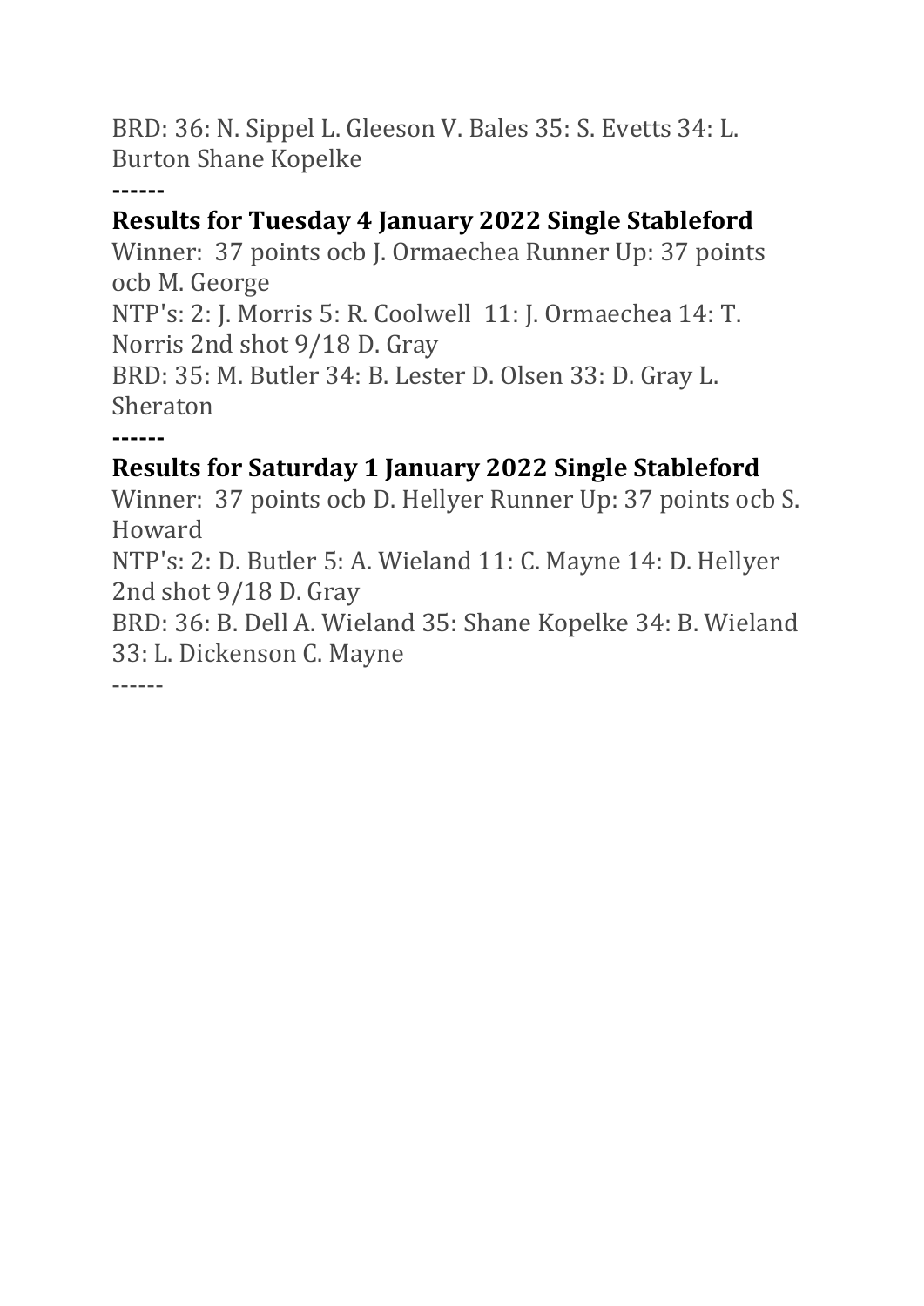BRD: 36: N. Sippel L. Gleeson V. Bales 35: S. Evetts 34: L. Burton Shane Kopelke

**------**

### Results for Tuesday 4 January 2022 Single Stableford

Winner: 37 points ocb J. Ormaechea Runner Up: 37 points ocb M. George

NTP's: 2: J. Morris 5: R. Coolwell 11: J. Ormaechea 14: T. Norris 2nd shot 9/18 D. Gray

BRD: 35: M. Butler 34: B. Lester D. Olsen 33: D. Gray L. Sheraton

**------**

### Results for Saturday 1 January 2022 Single Stableford

Winner: 37 points ocb D. Hellyer Runner Up: 37 points ocb S. Howard

NTP's: 2: D. Butler 5: A. Wieland 11: C. Mayne 14: D. Hellyer 2nd shot 9/18 D. Gray

BRD: 36: B. Dell A. Wieland 35: Shane Kopelke 34: B. Wieland 33: L. Dickenson C. Mayne

------